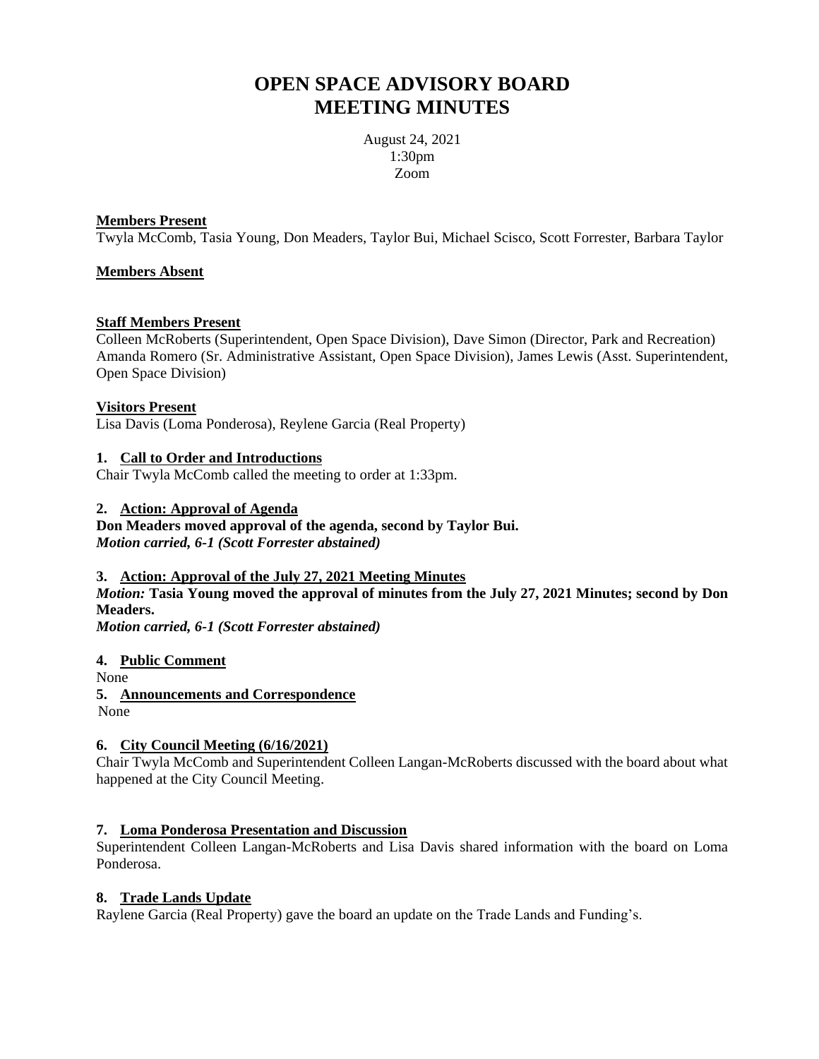# OPEN SPACE ADVISORY BOARD
# MEETING MINUTES

August 24, 2021
1:30pm
Zoom

**Members Present**
Twyla McComb, Tasia Young, Don Meaders, Taylor Bui, Michael Scisco, Scott Forrester, Barbara Taylor

**Members Absent**

**Staff Members Present**
Colleen McRoberts (Superintendent, Open Space Division), Dave Simon (Director, Park and Recreation) Amanda Romero (Sr. Administrative Assistant, Open Space Division), James Lewis (Asst. Superintendent, Open Space Division)

**Visitors Present**
Lisa Davis (Loma Ponderosa), Reylene Garcia (Real Property)

**1. Call to Order and Introductions**
Chair Twyla McComb called the meeting to order at 1:33pm.

**2. Action: Approval of Agenda**
**Don Meaders moved approval of the agenda, second by Taylor Bui.**
***Motion carried, 6-1 (Scott Forrester abstained)***

**3. Action: Approval of the July 27, 2021 Meeting Minutes**
***Motion:*** **Tasia Young moved the approval of minutes from the July 27, 2021 Minutes; second by Don Meaders.**
***Motion carried, 6-1 (Scott Forrester abstained)***

**4. Public Comment**
None

**5. Announcements and Correspondence**
None

**6. City Council Meeting (6/16/2021)**
Chair Twyla McComb and Superintendent Colleen Langan-McRoberts discussed with the board about what happened at the City Council Meeting.

**7. Loma Ponderosa Presentation and Discussion**
Superintendent Colleen Langan-McRoberts and Lisa Davis shared information with the board on Loma Ponderosa.

**8. Trade Lands Update**
Raylene Garcia (Real Property) gave the board an update on the Trade Lands and Funding's.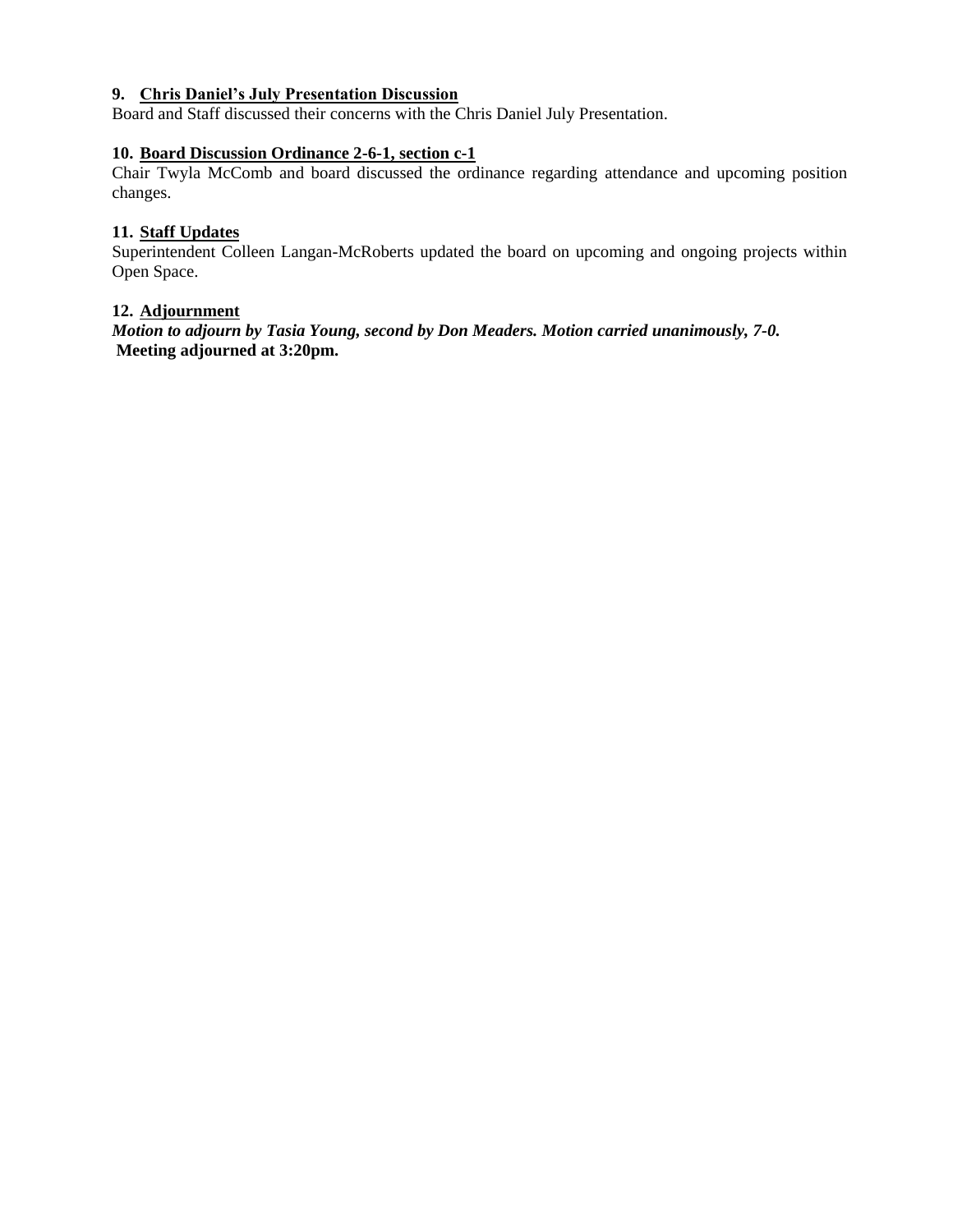**9. Chris Daniel's July Presentation Discussion**

Board and Staff discussed their concerns with the Chris Daniel July Presentation.

**10. Board Discussion Ordinance 2-6-1, section c-1**

Chair Twyla McComb and board discussed the ordinance regarding attendance and upcoming position changes.

**11. Staff Updates**

Superintendent Colleen Langan-McRoberts updated the board on upcoming and ongoing projects within Open Space.

**12. Adjournment**

***Motion to adjourn by Tasia Young, second by Don Meaders. Motion carried unanimously, 7-0.***

**Meeting adjourned at 3:20pm.**